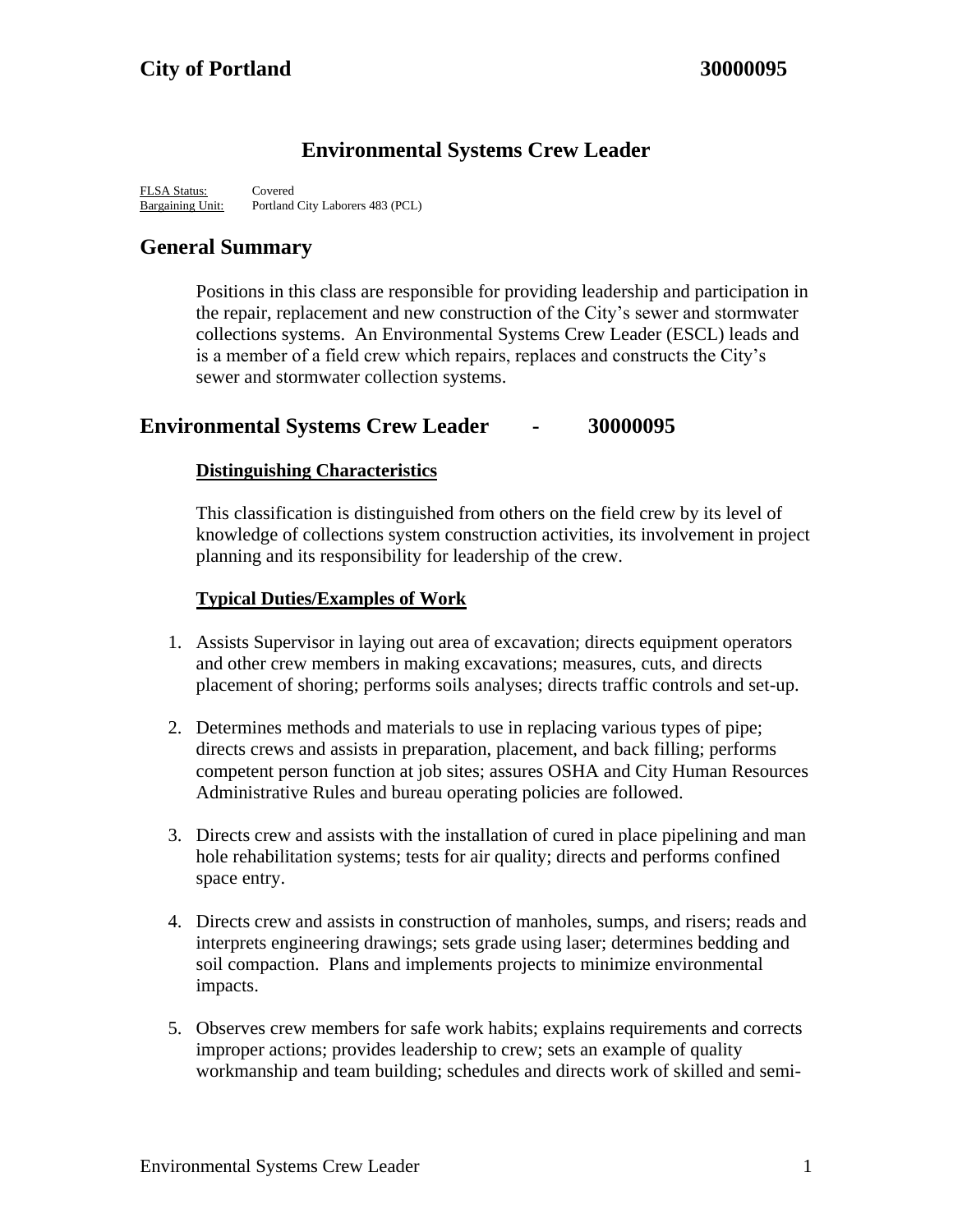# City of Portland 30000095

## Environmental Systems Crew Leader

FLSA Status: Covered
Bargaining Unit: Portland City Laborers 483 (PCL)

## General Summary

Positions in this class are responsible for providing leadership and participation in the repair, replacement and new construction of the City's sewer and stormwater collections systems. An Environmental Systems Crew Leader (ESCL) leads and is a member of a field crew which repairs, replaces and constructs the City's sewer and stormwater collection systems.

## Environmental Systems Crew Leader - 30000095

### Distinguishing Characteristics

This classification is distinguished from others on the field crew by its level of knowledge of collections system construction activities, its involvement in project planning and its responsibility for leadership of the crew.

### Typical Duties/Examples of Work

1. Assists Supervisor in laying out area of excavation; directs equipment operators and other crew members in making excavations; measures, cuts, and directs placement of shoring; performs soils analyses; directs traffic controls and set-up.

2. Determines methods and materials to use in replacing various types of pipe; directs crews and assists in preparation, placement, and back filling; performs competent person function at job sites; assures OSHA and City Human Resources Administrative Rules and bureau operating policies are followed.

3. Directs crew and assists with the installation of cured in place pipelining and man hole rehabilitation systems; tests for air quality; directs and performs confined space entry.

4. Directs crew and assists in construction of manholes, sumps, and risers; reads and interprets engineering drawings; sets grade using laser; determines bedding and soil compaction. Plans and implements projects to minimize environmental impacts.

5. Observes crew members for safe work habits; explains requirements and corrects improper actions; provides leadership to crew; sets an example of quality workmanship and team building; schedules and directs work of skilled and semi-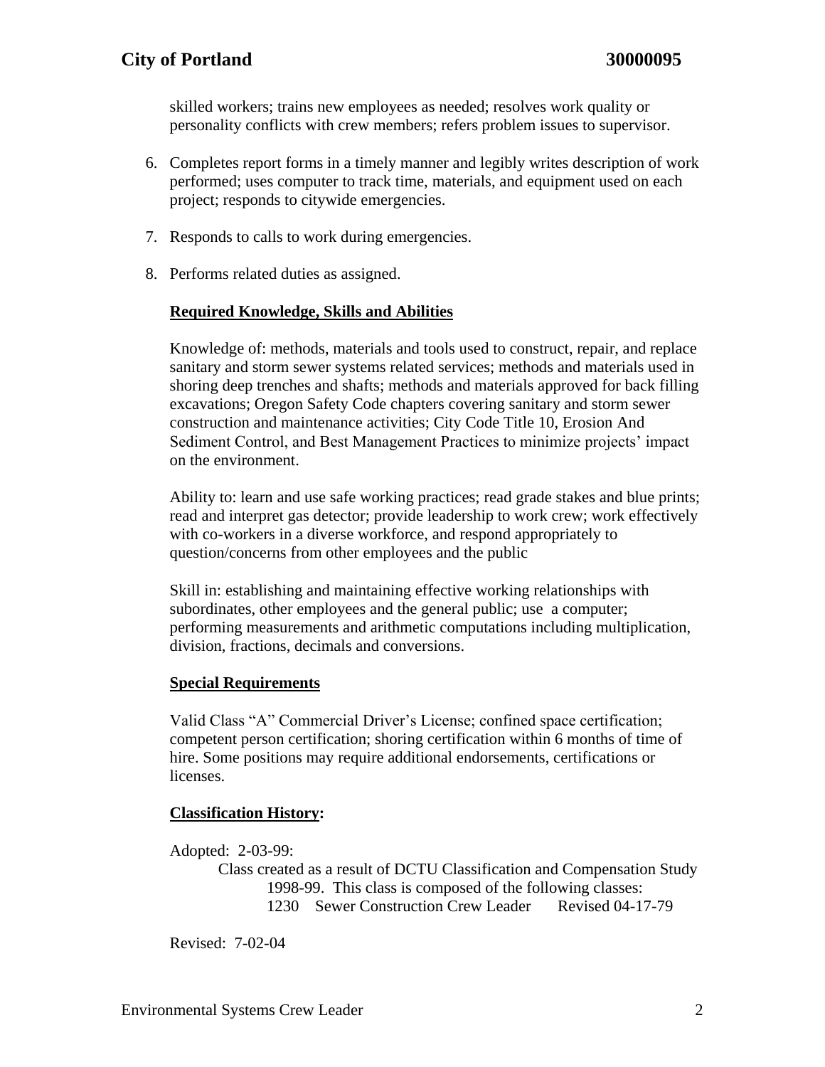skilled workers; trains new employees as needed; resolves work quality or personality conflicts with crew members; refers problem issues to supervisor.

6. Completes report forms in a timely manner and legibly writes description of work performed; uses computer to track time, materials, and equipment used on each project; responds to citywide emergencies.

7. Responds to calls to work during emergencies.

8. Performs related duties as assigned.

## Required Knowledge, Skills and Abilities

Knowledge of: methods, materials and tools used to construct, repair, and replace sanitary and storm sewer systems related services; methods and materials used in shoring deep trenches and shafts; methods and materials approved for back filling excavations; Oregon Safety Code chapters covering sanitary and storm sewer construction and maintenance activities; City Code Title 10, Erosion And Sediment Control, and Best Management Practices to minimize projects' impact on the environment.

Ability to: learn and use safe working practices; read grade stakes and blue prints; read and interpret gas detector; provide leadership to work crew; work effectively with co-workers in a diverse workforce, and respond appropriately to question/concerns from other employees and the public

Skill in: establishing and maintaining effective working relationships with subordinates, other employees and the general public; use a computer; performing measurements and arithmetic computations including multiplication, division, fractions, decimals and conversions.

## Special Requirements

Valid Class "A" Commercial Driver's License; confined space certification; competent person certification; shoring certification within 6 months of time of hire. Some positions may require additional endorsements, certifications or licenses.

## Classification History:

Adopted: 2-03-99:

Class created as a result of DCTU Classification and Compensation Study 1998-99. This class is composed of the following classes:

1230 Sewer Construction Crew Leader Revised 04-17-79

Revised: 7-02-04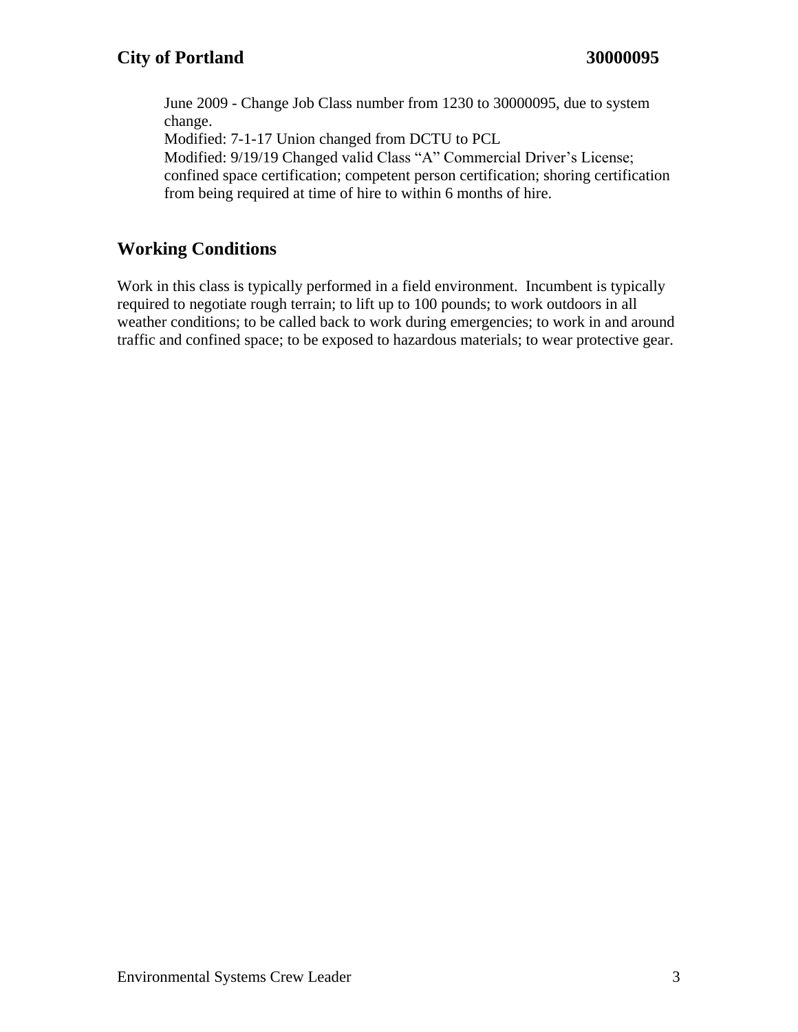June 2009 - Change Job Class number from 1230 to 30000095, due to system change.
Modified: 7-1-17 Union changed from DCTU to PCL
Modified: 9/19/19 Changed valid Class "A" Commercial Driver's License; confined space certification; competent person certification; shoring certification from being required at time of hire to within 6 months of hire.

## Working Conditions

Work in this class is typically performed in a field environment. Incumbent is typically required to negotiate rough terrain; to lift up to 100 pounds; to work outdoors in all weather conditions; to be called back to work during emergencies; to work in and around traffic and confined space; to be exposed to hazardous materials; to wear protective gear.